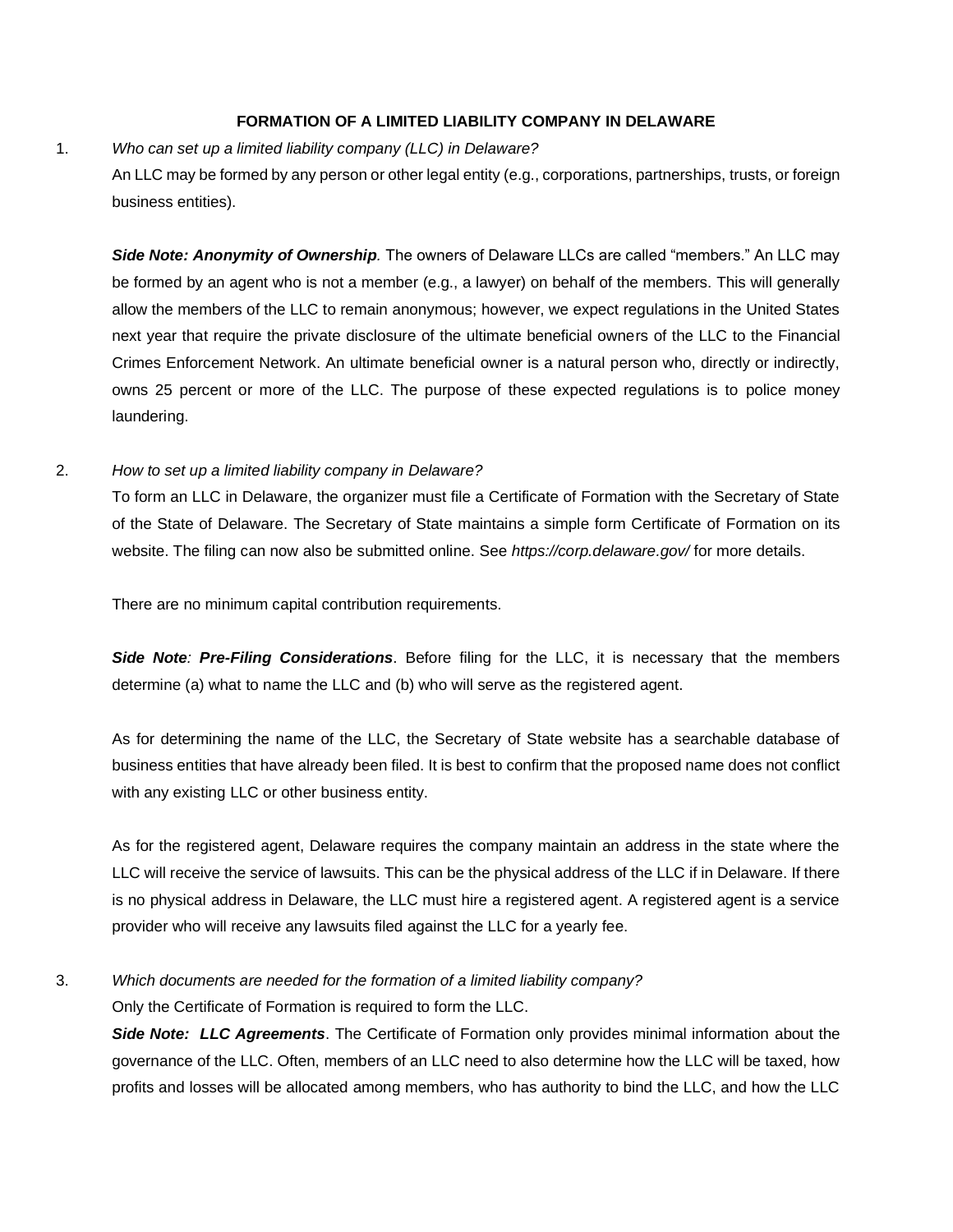**FORMATION OF A LIMITED LIABILITY COMPANY IN DELAWARE**

1. *Who can set up a limited liability company (LLC) in Delaware?*

   An LLC may be formed by any person or other legal entity (e.g., corporations, partnerships, trusts, or foreign business entities).

   ***Side Note: Anonymity of Ownership.*** The owners of Delaware LLCs are called "members." An LLC may be formed by an agent who is not a member (e.g., a lawyer) on behalf of the members. This will generally allow the members of the LLC to remain anonymous; however, we expect regulations in the United States next year that require the private disclosure of the ultimate beneficial owners of the LLC to the Financial Crimes Enforcement Network. An ultimate beneficial owner is a natural person who, directly or indirectly, owns 25 percent or more of the LLC. The purpose of these expected regulations is to police money laundering.

2. *How to set up a limited liability company in Delaware?*

   To form an LLC in Delaware, the organizer must file a Certificate of Formation with the Secretary of State of the State of Delaware. The Secretary of State maintains a simple form Certificate of Formation on its website. The filing can now also be submitted online. See *https://corp.delaware.gov/* for more details.

   There are no minimum capital contribution requirements.

   ***Side Note: Pre-Filing Considerations***. Before filing for the LLC, it is necessary that the members determine (a) what to name the LLC and (b) who will serve as the registered agent.

   As for determining the name of the LLC, the Secretary of State website has a searchable database of business entities that have already been filed. It is best to confirm that the proposed name does not conflict with any existing LLC or other business entity.

   As for the registered agent, Delaware requires the company maintain an address in the state where the LLC will receive the service of lawsuits. This can be the physical address of the LLC if in Delaware. If there is no physical address in Delaware, the LLC must hire a registered agent. A registered agent is a service provider who will receive any lawsuits filed against the LLC for a yearly fee.

3. *Which documents are needed for the formation of a limited liability company?*

   Only the Certificate of Formation is required to form the LLC.

   ***Side Note: LLC Agreements***. The Certificate of Formation only provides minimal information about the governance of the LLC. Often, members of an LLC need to also determine how the LLC will be taxed, how profits and losses will be allocated among members, who has authority to bind the LLC, and how the LLC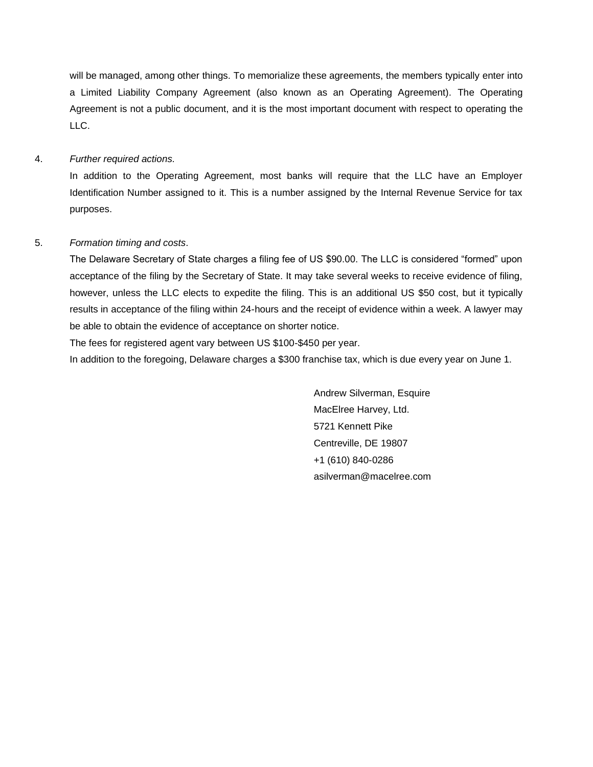will be managed, among other things. To memorialize these agreements, the members typically enter into a Limited Liability Company Agreement (also known as an Operating Agreement). The Operating Agreement is not a public document, and it is the most important document with respect to operating the LLC.

4. *Further required actions.*

   In addition to the Operating Agreement, most banks will require that the LLC have an Employer Identification Number assigned to it. This is a number assigned by the Internal Revenue Service for tax purposes.

5. *Formation timing and costs*.

   The Delaware Secretary of State charges a filing fee of US $90.00. The LLC is considered "formed" upon acceptance of the filing by the Secretary of State. It may take several weeks to receive evidence of filing, however, unless the LLC elects to expedite the filing. This is an additional US $50 cost, but it typically results in acceptance of the filing within 24-hours and the receipt of evidence within a week. A lawyer may be able to obtain the evidence of acceptance on shorter notice.

   The fees for registered agent vary between US $100-$450 per year.

   In addition to the foregoing, Delaware charges a $300 franchise tax, which is due every year on June 1.

Andrew Silverman, Esquire
MacElree Harvey, Ltd.
5721 Kennett Pike
Centreville, DE 19807
+1 (610) 840-0286
asilverman@macelree.com